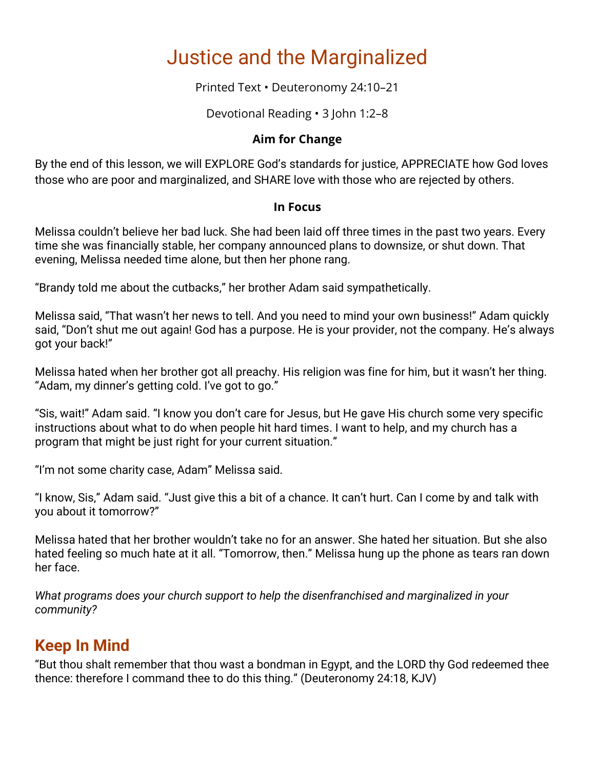# Justice and the Marginalized

Printed Text • Deuteronomy 24:10–21

Devotional Reading • 3 John 1:2–8

**Aim for Change**

By the end of this lesson, we will EXPLORE God's standards for justice, APPRECIATE how God loves those who are poor and marginalized, and SHARE love with those who are rejected by others.

**In Focus**

Melissa couldn't believe her bad luck. She had been laid off three times in the past two years. Every time she was financially stable, her company announced plans to downsize, or shut down. That evening, Melissa needed time alone, but then her phone rang.

"Brandy told me about the cutbacks," her brother Adam said sympathetically.

Melissa said, "That wasn't her news to tell. And you need to mind your own business!" Adam quickly said, "Don't shut me out again! God has a purpose. He is your provider, not the company. He's always got your back!"

Melissa hated when her brother got all preachy. His religion was fine for him, but it wasn't her thing. "Adam, my dinner's getting cold. I've got to go."

"Sis, wait!" Adam said. "I know you don't care for Jesus, but He gave His church some very specific instructions about what to do when people hit hard times. I want to help, and my church has a program that might be just right for your current situation."

"I'm not some charity case, Adam" Melissa said.

"I know, Sis," Adam said. "Just give this a bit of a chance. It can't hurt. Can I come by and talk with you about it tomorrow?"

Melissa hated that her brother wouldn't take no for an answer. She hated her situation. But she also hated feeling so much hate at it all. "Tomorrow, then." Melissa hung up the phone as tears ran down her face.

*What programs does your church support to help the disenfranchised and marginalized in your community?*

## Keep In Mind

"But thou shalt remember that thou wast a bondman in Egypt, and the LORD thy God redeemed thee thence: therefore I command thee to do this thing." (Deuteronomy 24:18, KJV)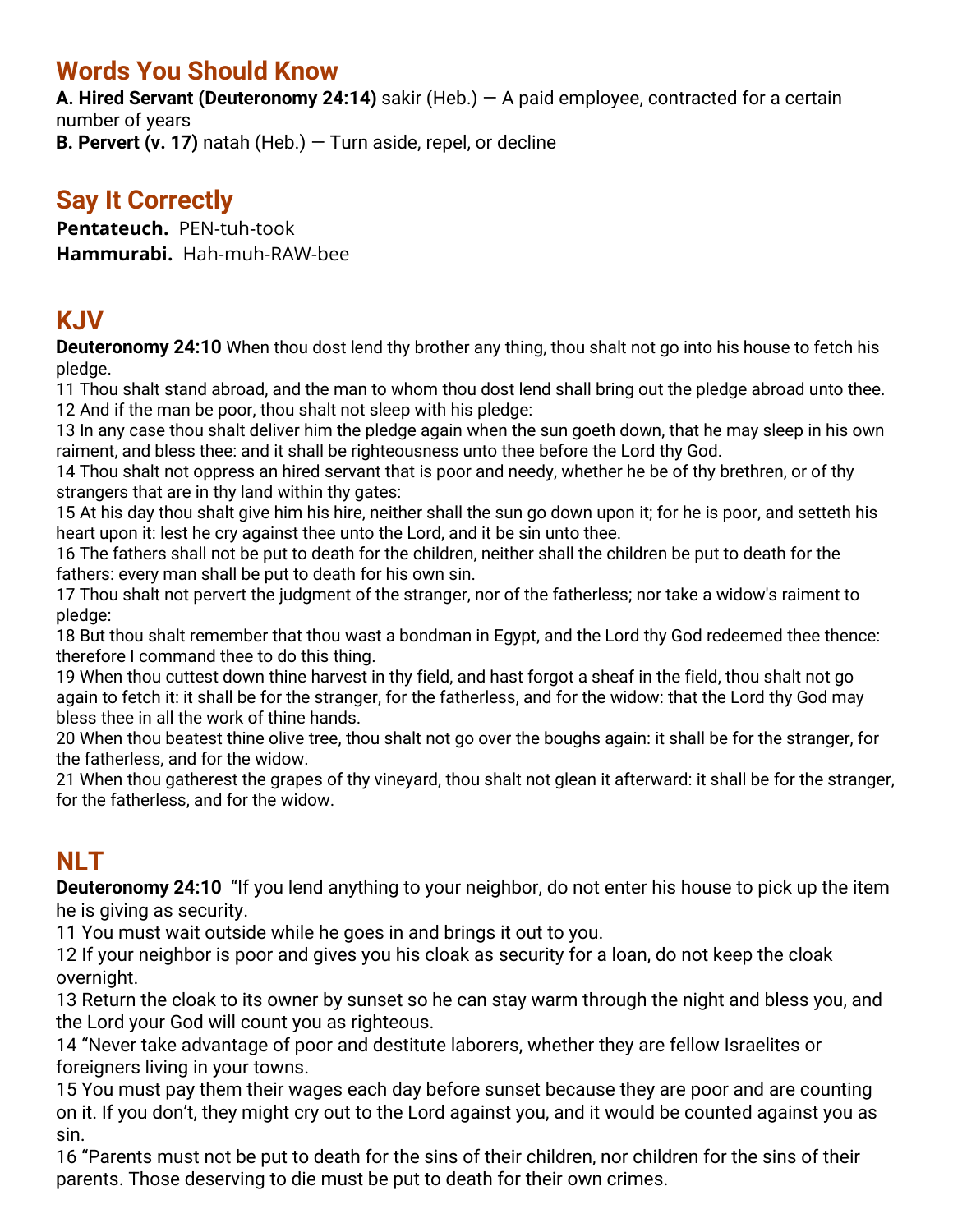## Words You Should Know

**A. Hired Servant (Deuteronomy 24:14)** sakir (Heb.) — A paid employee, contracted for a certain number of years

**B. Pervert (v. 17)** natah (Heb.) — Turn aside, repel, or decline

## Say It Correctly

**Pentateuch.** PEN-tuh-took

**Hammurabi.** Hah-muh-RAW-bee

## KJV

**Deuteronomy 24:10** When thou dost lend thy brother any thing, thou shalt not go into his house to fetch his pledge.

11 Thou shalt stand abroad, and the man to whom thou dost lend shall bring out the pledge abroad unto thee.

12 And if the man be poor, thou shalt not sleep with his pledge:

13 In any case thou shalt deliver him the pledge again when the sun goeth down, that he may sleep in his own raiment, and bless thee: and it shall be righteousness unto thee before the Lord thy God.

14 Thou shalt not oppress an hired servant that is poor and needy, whether he be of thy brethren, or of thy strangers that are in thy land within thy gates:

15 At his day thou shalt give him his hire, neither shall the sun go down upon it; for he is poor, and setteth his heart upon it: lest he cry against thee unto the Lord, and it be sin unto thee.

16 The fathers shall not be put to death for the children, neither shall the children be put to death for the fathers: every man shall be put to death for his own sin.

17 Thou shalt not pervert the judgment of the stranger, nor of the fatherless; nor take a widow's raiment to pledge:

18 But thou shalt remember that thou wast a bondman in Egypt, and the Lord thy God redeemed thee thence: therefore I command thee to do this thing.

19 When thou cuttest down thine harvest in thy field, and hast forgot a sheaf in the field, thou shalt not go again to fetch it: it shall be for the stranger, for the fatherless, and for the widow: that the Lord thy God may bless thee in all the work of thine hands.

20 When thou beatest thine olive tree, thou shalt not go over the boughs again: it shall be for the stranger, for the fatherless, and for the widow.

21 When thou gatherest the grapes of thy vineyard, thou shalt not glean it afterward: it shall be for the stranger, for the fatherless, and for the widow.

## NLT

**Deuteronomy 24:10** "If you lend anything to your neighbor, do not enter his house to pick up the item he is giving as security.

11 You must wait outside while he goes in and brings it out to you.

12 If your neighbor is poor and gives you his cloak as security for a loan, do not keep the cloak overnight.

13 Return the cloak to its owner by sunset so he can stay warm through the night and bless you, and the Lord your God will count you as righteous.

14 "Never take advantage of poor and destitute laborers, whether they are fellow Israelites or foreigners living in your towns.

15 You must pay them their wages each day before sunset because they are poor and are counting on it. If you don't, they might cry out to the Lord against you, and it would be counted against you as sin.

16 "Parents must not be put to death for the sins of their children, nor children for the sins of their parents. Those deserving to die must be put to death for their own crimes.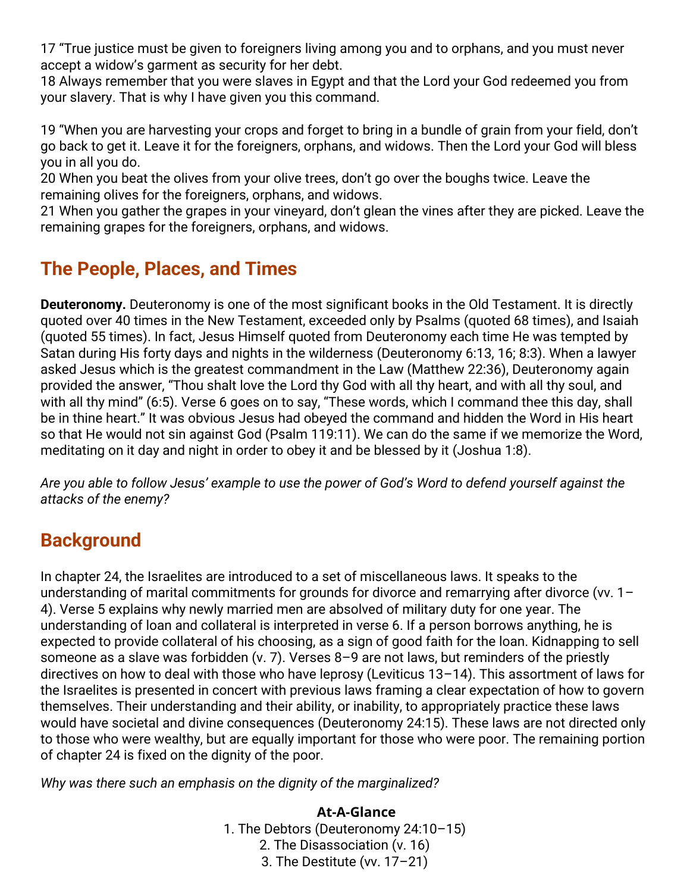17 “True justice must be given to foreigners living among you and to orphans, and you must never accept a widow’s garment as security for her debt.
18 Always remember that you were slaves in Egypt and that the Lord your God redeemed you from your slavery. That is why I have given you this command.

19 “When you are harvesting your crops and forget to bring in a bundle of grain from your field, don’t go back to get it. Leave it for the foreigners, orphans, and widows. Then the Lord your God will bless you in all you do.
20 When you beat the olives from your olive trees, don’t go over the boughs twice. Leave the remaining olives for the foreigners, orphans, and widows.
21 When you gather the grapes in your vineyard, don’t glean the vines after they are picked. Leave the remaining grapes for the foreigners, orphans, and widows.

## The People, Places, and Times

**Deuteronomy.** Deuteronomy is one of the most significant books in the Old Testament. It is directly quoted over 40 times in the New Testament, exceeded only by Psalms (quoted 68 times), and Isaiah (quoted 55 times). In fact, Jesus Himself quoted from Deuteronomy each time He was tempted by Satan during His forty days and nights in the wilderness (Deuteronomy 6:13, 16; 8:3). When a lawyer asked Jesus which is the greatest commandment in the Law (Matthew 22:36), Deuteronomy again provided the answer, “Thou shalt love the Lord thy God with all thy heart, and with all thy soul, and with all thy mind” (6:5). Verse 6 goes on to say, “These words, which I command thee this day, shall be in thine heart.” It was obvious Jesus had obeyed the command and hidden the Word in His heart so that He would not sin against God (Psalm 119:11). We can do the same if we memorize the Word, meditating on it day and night in order to obey it and be blessed by it (Joshua 1:8).

*Are you able to follow Jesus’ example to use the power of God’s Word to defend yourself against the attacks of the enemy?*

## Background

In chapter 24, the Israelites are introduced to a set of miscellaneous laws. It speaks to the understanding of marital commitments for grounds for divorce and remarrying after divorce (vv. 1–4). Verse 5 explains why newly married men are absolved of military duty for one year. The understanding of loan and collateral is interpreted in verse 6. If a person borrows anything, he is expected to provide collateral of his choosing, as a sign of good faith for the loan. Kidnapping to sell someone as a slave was forbidden (v. 7). Verses 8–9 are not laws, but reminders of the priestly directives on how to deal with those who have leprosy (Leviticus 13–14). This assortment of laws for the Israelites is presented in concert with previous laws framing a clear expectation of how to govern themselves. Their understanding and their ability, or inability, to appropriately practice these laws would have societal and divine consequences (Deuteronomy 24:15). These laws are not directed only to those who were wealthy, but are equally important for those who were poor. The remaining portion of chapter 24 is fixed on the dignity of the poor.

*Why was there such an emphasis on the dignity of the marginalized?*

**At-A-Glance**

1. The Debtors (Deuteronomy 24:10–15)
2. The Disassociation (v. 16)
3. The Destitute (vv. 17–21)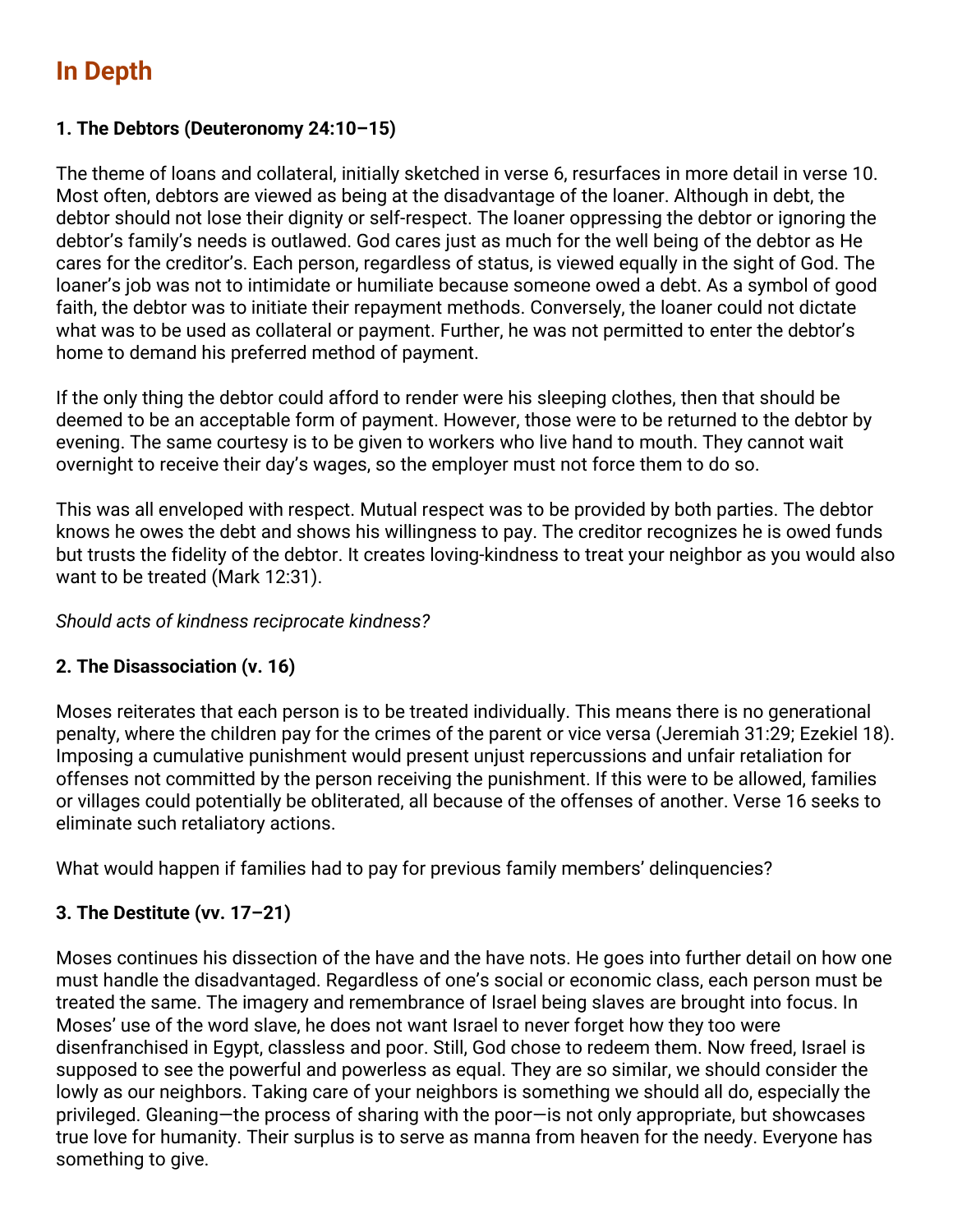## In Depth

### 1. The Debtors (Deuteronomy 24:10–15)

The theme of loans and collateral, initially sketched in verse 6, resurfaces in more detail in verse 10. Most often, debtors are viewed as being at the disadvantage of the loaner. Although in debt, the debtor should not lose their dignity or self-respect. The loaner oppressing the debtor or ignoring the debtor's family's needs is outlawed. God cares just as much for the well being of the debtor as He cares for the creditor's. Each person, regardless of status, is viewed equally in the sight of God. The loaner's job was not to intimidate or humiliate because someone owed a debt. As a symbol of good faith, the debtor was to initiate their repayment methods. Conversely, the loaner could not dictate what was to be used as collateral or payment. Further, he was not permitted to enter the debtor's home to demand his preferred method of payment.

If the only thing the debtor could afford to render were his sleeping clothes, then that should be deemed to be an acceptable form of payment. However, those were to be returned to the debtor by evening. The same courtesy is to be given to workers who live hand to mouth. They cannot wait overnight to receive their day's wages, so the employer must not force them to do so.

This was all enveloped with respect. Mutual respect was to be provided by both parties. The debtor knows he owes the debt and shows his willingness to pay. The creditor recognizes he is owed funds but trusts the fidelity of the debtor. It creates loving-kindness to treat your neighbor as you would also want to be treated (Mark 12:31).

*Should acts of kindness reciprocate kindness?*

### 2. The Disassociation (v. 16)

Moses reiterates that each person is to be treated individually. This means there is no generational penalty, where the children pay for the crimes of the parent or vice versa (Jeremiah 31:29; Ezekiel 18). Imposing a cumulative punishment would present unjust repercussions and unfair retaliation for offenses not committed by the person receiving the punishment. If this were to be allowed, families or villages could potentially be obliterated, all because of the offenses of another. Verse 16 seeks to eliminate such retaliatory actions.

What would happen if families had to pay for previous family members' delinquencies?

### 3. The Destitute (vv. 17–21)

Moses continues his dissection of the have and the have nots. He goes into further detail on how one must handle the disadvantaged. Regardless of one's social or economic class, each person must be treated the same. The imagery and remembrance of Israel being slaves are brought into focus. In Moses' use of the word slave, he does not want Israel to never forget how they too were disenfranchised in Egypt, classless and poor. Still, God chose to redeem them. Now freed, Israel is supposed to see the powerful and powerless as equal. They are so similar, we should consider the lowly as our neighbors. Taking care of your neighbors is something we should all do, especially the privileged. Gleaning—the process of sharing with the poor—is not only appropriate, but showcases true love for humanity. Their surplus is to serve as manna from heaven for the needy. Everyone has something to give.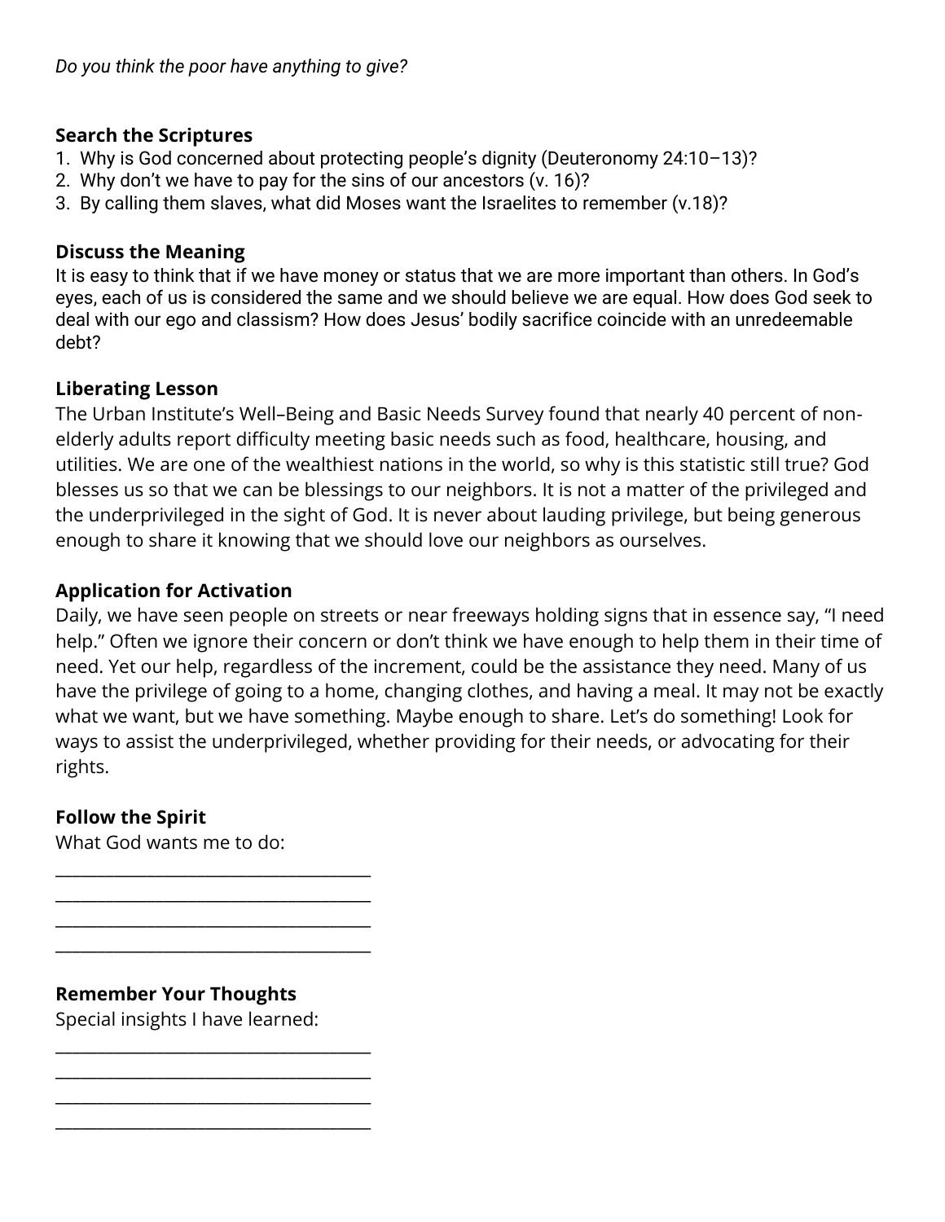*Do you think the poor have anything to give?*

**Search the Scriptures**

1. Why is God concerned about protecting people's dignity (Deuteronomy 24:10–13)?
2. Why don't we have to pay for the sins of our ancestors (v. 16)?
3. By calling them slaves, what did Moses want the Israelites to remember (v.18)?

**Discuss the Meaning**

It is easy to think that if we have money or status that we are more important than others. In God's eyes, each of us is considered the same and we should believe we are equal. How does God seek to deal with our ego and classism? How does Jesus' bodily sacrifice coincide with an unredeemable debt?

**Liberating Lesson**

The Urban Institute's Well–Being and Basic Needs Survey found that nearly 40 percent of non-elderly adults report difficulty meeting basic needs such as food, healthcare, housing, and utilities. We are one of the wealthiest nations in the world, so why is this statistic still true? God blesses us so that we can be blessings to our neighbors. It is not a matter of the privileged and the underprivileged in the sight of God. It is never about lauding privilege, but being generous enough to share it knowing that we should love our neighbors as ourselves.

**Application for Activation**

Daily, we have seen people on streets or near freeways holding signs that in essence say, "I need help." Often we ignore their concern or don't think we have enough to help them in their time of need. Yet our help, regardless of the increment, could be the assistance they need. Many of us have the privilege of going to a home, changing clothes, and having a meal. It may not be exactly what we want, but we have something. Maybe enough to share. Let's do something! Look for ways to assist the underprivileged, whether providing for their needs, or advocating for their rights.

**Follow the Spirit**

What God wants me to do:

___________________________________
___________________________________
___________________________________
___________________________________

**Remember Your Thoughts**

Special insights I have learned:

___________________________________
___________________________________
___________________________________
___________________________________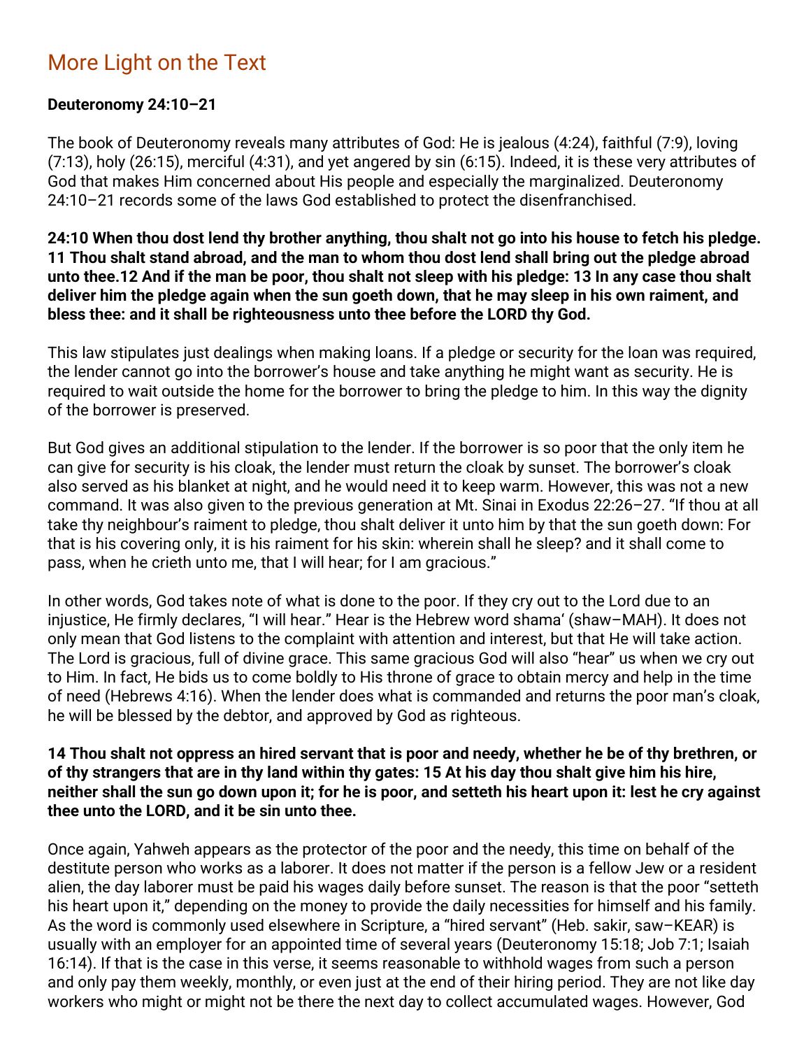## More Light on the Text

**Deuteronomy 24:10–21**

The book of Deuteronomy reveals many attributes of God: He is jealous (4:24), faithful (7:9), loving (7:13), holy (26:15), merciful (4:31), and yet angered by sin (6:15). Indeed, it is these very attributes of God that makes Him concerned about His people and especially the marginalized. Deuteronomy 24:10–21 records some of the laws God established to protect the disenfranchised.

**24:10 When thou dost lend thy brother anything, thou shalt not go into his house to fetch his pledge. 11 Thou shalt stand abroad, and the man to whom thou dost lend shall bring out the pledge abroad unto thee.12 And if the man be poor, thou shalt not sleep with his pledge: 13 In any case thou shalt deliver him the pledge again when the sun goeth down, that he may sleep in his own raiment, and bless thee: and it shall be righteousness unto thee before the LORD thy God.**

This law stipulates just dealings when making loans. If a pledge or security for the loan was required, the lender cannot go into the borrower's house and take anything he might want as security. He is required to wait outside the home for the borrower to bring the pledge to him. In this way the dignity of the borrower is preserved.

But God gives an additional stipulation to the lender. If the borrower is so poor that the only item he can give for security is his cloak, the lender must return the cloak by sunset. The borrower's cloak also served as his blanket at night, and he would need it to keep warm. However, this was not a new command. It was also given to the previous generation at Mt. Sinai in Exodus 22:26–27. "If thou at all take thy neighbour's raiment to pledge, thou shalt deliver it unto him by that the sun goeth down: For that is his covering only, it is his raiment for his skin: wherein shall he sleep? and it shall come to pass, when he crieth unto me, that I will hear; for I am gracious."

In other words, God takes note of what is done to the poor. If they cry out to the Lord due to an injustice, He firmly declares, "I will hear." Hear is the Hebrew word shama' (shaw–MAH). It does not only mean that God listens to the complaint with attention and interest, but that He will take action. The Lord is gracious, full of divine grace. This same gracious God will also "hear" us when we cry out to Him. In fact, He bids us to come boldly to His throne of grace to obtain mercy and help in the time of need (Hebrews 4:16). When the lender does what is commanded and returns the poor man's cloak, he will be blessed by the debtor, and approved by God as righteous.

**14 Thou shalt not oppress an hired servant that is poor and needy, whether he be of thy brethren, or of thy strangers that are in thy land within thy gates: 15 At his day thou shalt give him his hire, neither shall the sun go down upon it; for he is poor, and setteth his heart upon it: lest he cry against thee unto the LORD, and it be sin unto thee.**

Once again, Yahweh appears as the protector of the poor and the needy, this time on behalf of the destitute person who works as a laborer. It does not matter if the person is a fellow Jew or a resident alien, the day laborer must be paid his wages daily before sunset. The reason is that the poor "setteth his heart upon it," depending on the money to provide the daily necessities for himself and his family. As the word is commonly used elsewhere in Scripture, a "hired servant" (Heb. sakir, saw–KEAR) is usually with an employer for an appointed time of several years (Deuteronomy 15:18; Job 7:1; Isaiah 16:14). If that is the case in this verse, it seems reasonable to withhold wages from such a person and only pay them weekly, monthly, or even just at the end of their hiring period. They are not like day workers who might or might not be there the next day to collect accumulated wages. However, God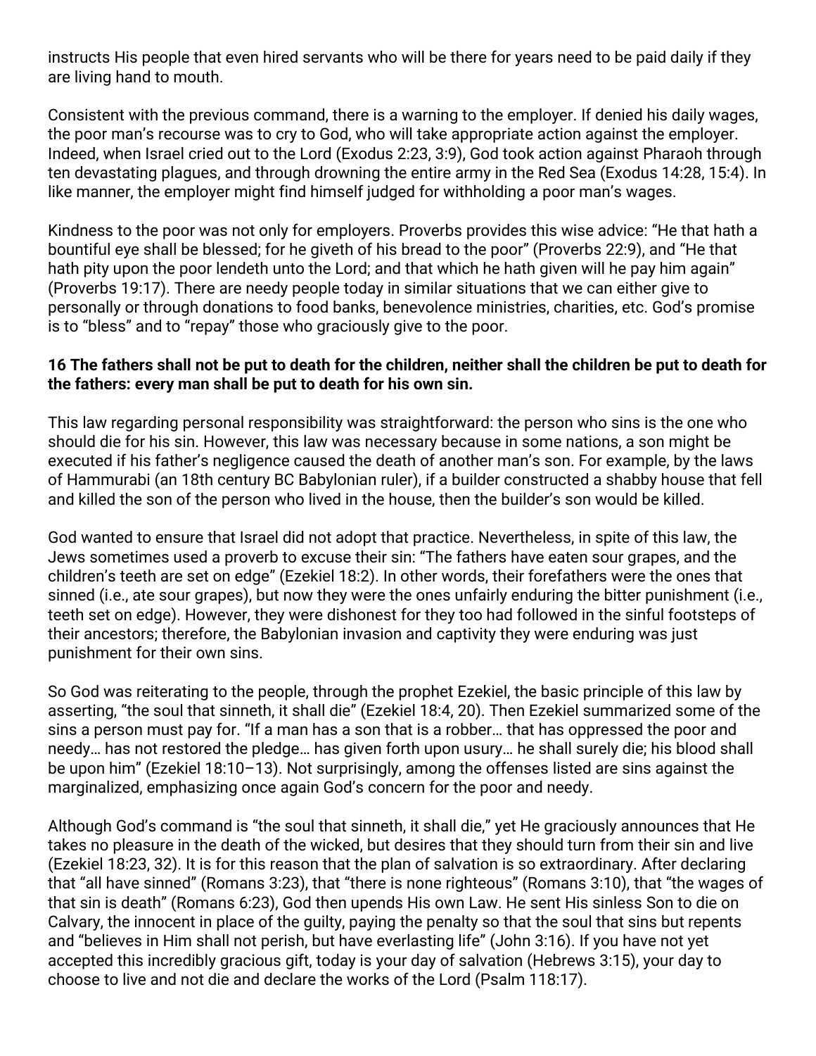instructs His people that even hired servants who will be there for years need to be paid daily if they are living hand to mouth.

Consistent with the previous command, there is a warning to the employer. If denied his daily wages, the poor man's recourse was to cry to God, who will take appropriate action against the employer. Indeed, when Israel cried out to the Lord (Exodus 2:23, 3:9), God took action against Pharaoh through ten devastating plagues, and through drowning the entire army in the Red Sea (Exodus 14:28, 15:4). In like manner, the employer might find himself judged for withholding a poor man's wages.

Kindness to the poor was not only for employers. Proverbs provides this wise advice: "He that hath a bountiful eye shall be blessed; for he giveth of his bread to the poor" (Proverbs 22:9), and "He that hath pity upon the poor lendeth unto the Lord; and that which he hath given will he pay him again" (Proverbs 19:17). There are needy people today in similar situations that we can either give to personally or through donations to food banks, benevolence ministries, charities, etc. God's promise is to "bless" and to "repay" those who graciously give to the poor.

**16 The fathers shall not be put to death for the children, neither shall the children be put to death for the fathers: every man shall be put to death for his own sin.**

This law regarding personal responsibility was straightforward: the person who sins is the one who should die for his sin. However, this law was necessary because in some nations, a son might be executed if his father's negligence caused the death of another man's son. For example, by the laws of Hammurabi (an 18th century BC Babylonian ruler), if a builder constructed a shabby house that fell and killed the son of the person who lived in the house, then the builder's son would be killed.

God wanted to ensure that Israel did not adopt that practice. Nevertheless, in spite of this law, the Jews sometimes used a proverb to excuse their sin: "The fathers have eaten sour grapes, and the children's teeth are set on edge" (Ezekiel 18:2). In other words, their forefathers were the ones that sinned (i.e., ate sour grapes), but now they were the ones unfairly enduring the bitter punishment (i.e., teeth set on edge). However, they were dishonest for they too had followed in the sinful footsteps of their ancestors; therefore, the Babylonian invasion and captivity they were enduring was just punishment for their own sins.

So God was reiterating to the people, through the prophet Ezekiel, the basic principle of this law by asserting, "the soul that sinneth, it shall die" (Ezekiel 18:4, 20). Then Ezekiel summarized some of the sins a person must pay for. "If a man has a son that is a robber… that has oppressed the poor and needy… has not restored the pledge… has given forth upon usury… he shall surely die; his blood shall be upon him" (Ezekiel 18:10–13). Not surprisingly, among the offenses listed are sins against the marginalized, emphasizing once again God's concern for the poor and needy.

Although God's command is "the soul that sinneth, it shall die," yet He graciously announces that He takes no pleasure in the death of the wicked, but desires that they should turn from their sin and live (Ezekiel 18:23, 32). It is for this reason that the plan of salvation is so extraordinary. After declaring that "all have sinned" (Romans 3:23), that "there is none righteous" (Romans 3:10), that "the wages of that sin is death" (Romans 6:23), God then upends His own Law. He sent His sinless Son to die on Calvary, the innocent in place of the guilty, paying the penalty so that the soul that sins but repents and "believes in Him shall not perish, but have everlasting life" (John 3:16). If you have not yet accepted this incredibly gracious gift, today is your day of salvation (Hebrews 3:15), your day to choose to live and not die and declare the works of the Lord (Psalm 118:17).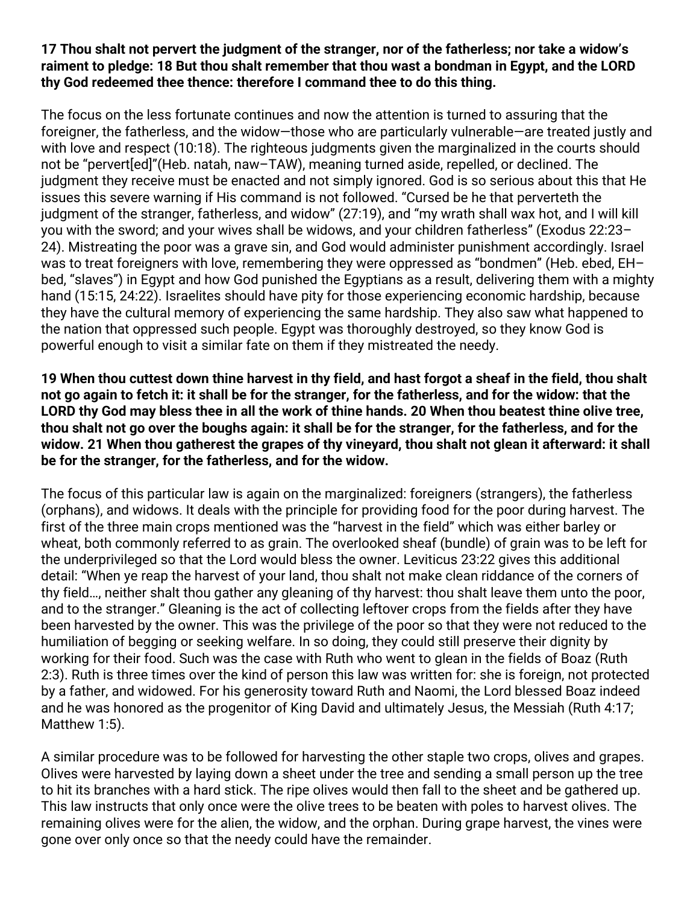**17 Thou shalt not pervert the judgment of the stranger, nor of the fatherless; nor take a widow's raiment to pledge: 18 But thou shalt remember that thou wast a bondman in Egypt, and the LORD thy God redeemed thee thence: therefore I command thee to do this thing.**

The focus on the less fortunate continues and now the attention is turned to assuring that the foreigner, the fatherless, and the widow—those who are particularly vulnerable—are treated justly and with love and respect (10:18). The righteous judgments given the marginalized in the courts should not be "pervert[ed]"(Heb. natah, naw–TAW), meaning turned aside, repelled, or declined. The judgment they receive must be enacted and not simply ignored. God is so serious about this that He issues this severe warning if His command is not followed. "Cursed be he that perverteth the judgment of the stranger, fatherless, and widow" (27:19), and "my wrath shall wax hot, and I will kill you with the sword; and your wives shall be widows, and your children fatherless" (Exodus 22:23–24). Mistreating the poor was a grave sin, and God would administer punishment accordingly. Israel was to treat foreigners with love, remembering they were oppressed as "bondmen" (Heb. ebed, EH–bed, "slaves") in Egypt and how God punished the Egyptians as a result, delivering them with a mighty hand (15:15, 24:22). Israelites should have pity for those experiencing economic hardship, because they have the cultural memory of experiencing the same hardship. They also saw what happened to the nation that oppressed such people. Egypt was thoroughly destroyed, so they know God is powerful enough to visit a similar fate on them if they mistreated the needy.

**19 When thou cuttest down thine harvest in thy field, and hast forgot a sheaf in the field, thou shalt not go again to fetch it: it shall be for the stranger, for the fatherless, and for the widow: that the LORD thy God may bless thee in all the work of thine hands. 20 When thou beatest thine olive tree, thou shalt not go over the boughs again: it shall be for the stranger, for the fatherless, and for the widow. 21 When thou gatherest the grapes of thy vineyard, thou shalt not glean it afterward: it shall be for the stranger, for the fatherless, and for the widow.**

The focus of this particular law is again on the marginalized: foreigners (strangers), the fatherless (orphans), and widows. It deals with the principle for providing food for the poor during harvest. The first of the three main crops mentioned was the "harvest in the field" which was either barley or wheat, both commonly referred to as grain. The overlooked sheaf (bundle) of grain was to be left for the underprivileged so that the Lord would bless the owner. Leviticus 23:22 gives this additional detail: "When ye reap the harvest of your land, thou shalt not make clean riddance of the corners of thy field…, neither shalt thou gather any gleaning of thy harvest: thou shalt leave them unto the poor, and to the stranger." Gleaning is the act of collecting leftover crops from the fields after they have been harvested by the owner. This was the privilege of the poor so that they were not reduced to the humiliation of begging or seeking welfare. In so doing, they could still preserve their dignity by working for their food. Such was the case with Ruth who went to glean in the fields of Boaz (Ruth 2:3). Ruth is three times over the kind of person this law was written for: she is foreign, not protected by a father, and widowed. For his generosity toward Ruth and Naomi, the Lord blessed Boaz indeed and he was honored as the progenitor of King David and ultimately Jesus, the Messiah (Ruth 4:17; Matthew 1:5).

A similar procedure was to be followed for harvesting the other staple two crops, olives and grapes. Olives were harvested by laying down a sheet under the tree and sending a small person up the tree to hit its branches with a hard stick. The ripe olives would then fall to the sheet and be gathered up. This law instructs that only once were the olive trees to be beaten with poles to harvest olives. The remaining olives were for the alien, the widow, and the orphan. During grape harvest, the vines were gone over only once so that the needy could have the remainder.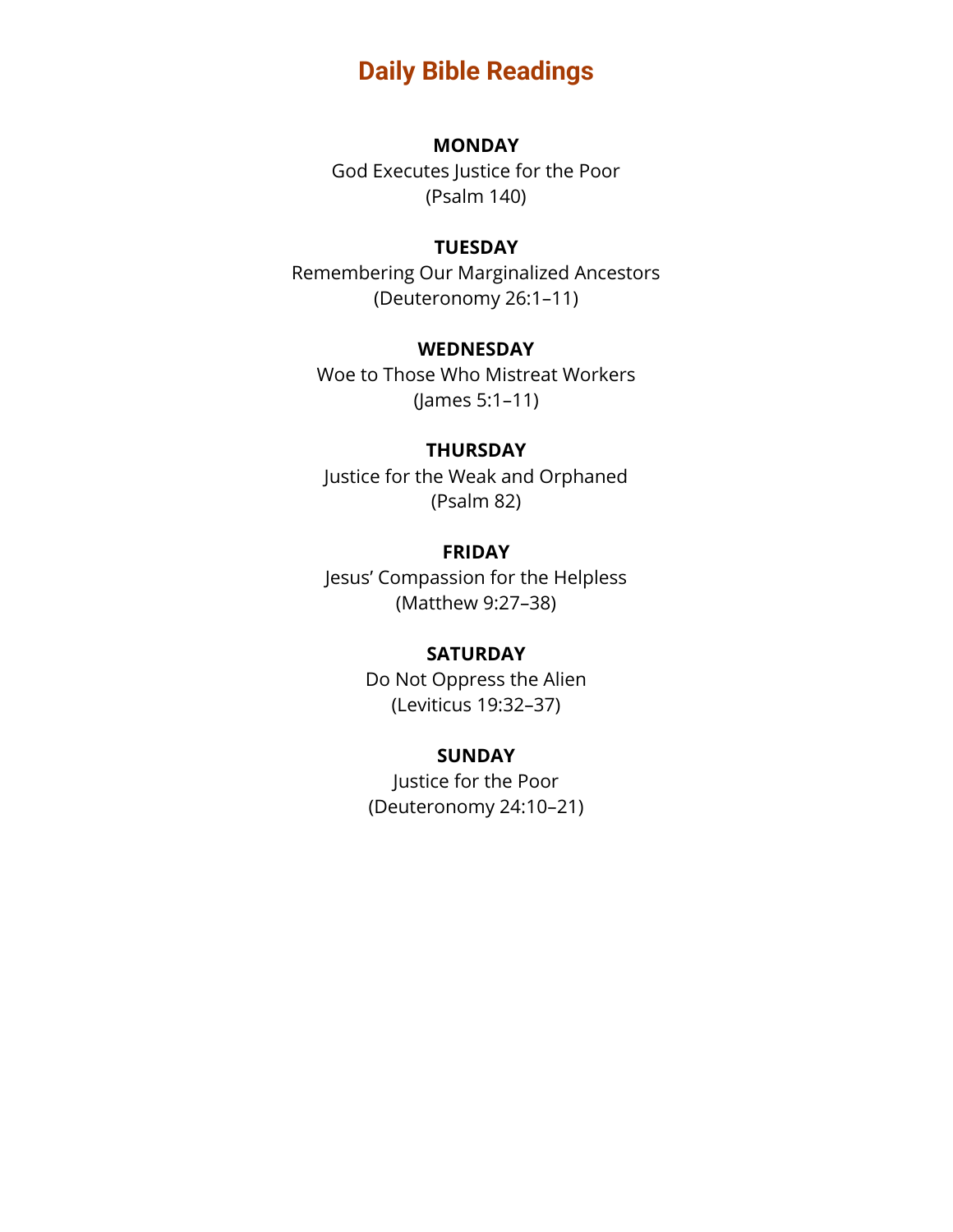# Daily Bible Readings

**MONDAY**
God Executes Justice for the Poor
(Psalm 140)

**TUESDAY**
Remembering Our Marginalized Ancestors
(Deuteronomy 26:1–11)

**WEDNESDAY**
Woe to Those Who Mistreat Workers
(James 5:1–11)

**THURSDAY**
Justice for the Weak and Orphaned
(Psalm 82)

**FRIDAY**
Jesus' Compassion for the Helpless
(Matthew 9:27–38)

**SATURDAY**
Do Not Oppress the Alien
(Leviticus 19:32–37)

**SUNDAY**
Justice for the Poor
(Deuteronomy 24:10–21)